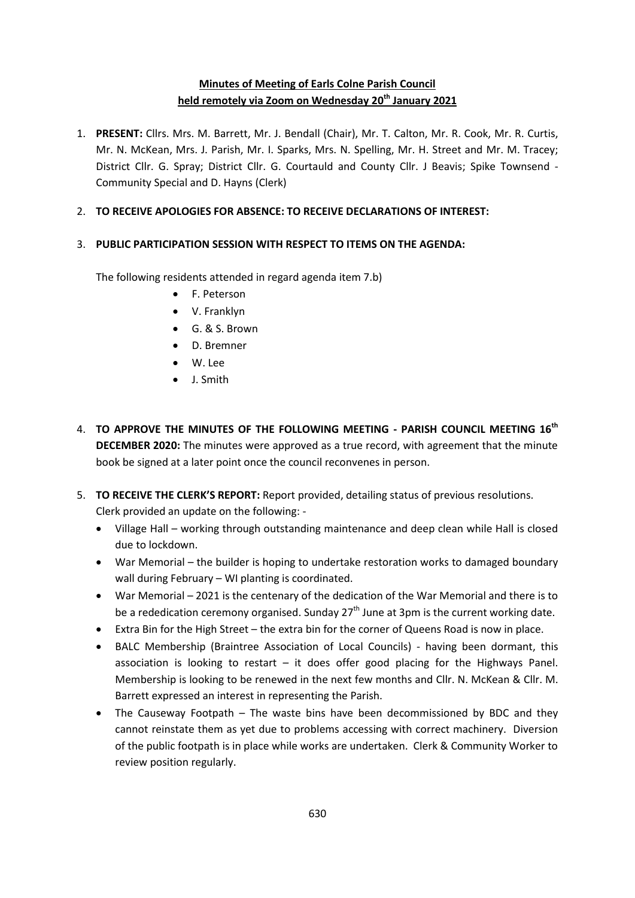# Minutes of Meeting of Earls Colne Parish Council held remotely via Zoom on Wednesday 20th January 2021

1. **PRESENT:** Cllrs. Mrs. M. Barrett, Mr. J. Bendall (Chair), Mr. T. Calton, Mr. R. Cook, Mr. R. Curtis, Mr. N. McKean, Mrs. J. Parish, Mr. I. Sparks, Mrs. N. Spelling, Mr. H. Street and Mr. M. Tracey; District Cllr. G. Spray; District Cllr. G. Courtauld and County Cllr. J Beavis; Spike Townsend - Community Special and D. Hayns (Clerk)

2. **TO RECEIVE APOLOGIES FOR ABSENCE: TO RECEIVE DECLARATIONS OF INTEREST:**

3. **PUBLIC PARTICIPATION SESSION WITH RESPECT TO ITEMS ON THE AGENDA:**

   The following residents attended in regard agenda item 7.b)

   - F. Peterson
   - V. Franklyn
   - G. & S. Brown
   - D. Bremner
   - W. Lee
   - J. Smith

4. **TO APPROVE THE MINUTES OF THE FOLLOWING MEETING - PARISH COUNCIL MEETING 16th DECEMBER 2020:** The minutes were approved as a true record, with agreement that the minute book be signed at a later point once the council reconvenes in person.

5. **TO RECEIVE THE CLERK'S REPORT:** Report provided, detailing status of previous resolutions. Clerk provided an update on the following: -

   - Village Hall – working through outstanding maintenance and deep clean while Hall is closed due to lockdown.
   - War Memorial – the builder is hoping to undertake restoration works to damaged boundary wall during February – WI planting is coordinated.
   - War Memorial – 2021 is the centenary of the dedication of the War Memorial and there is to be a rededication ceremony organised. Sunday 27th June at 3pm is the current working date.
   - Extra Bin for the High Street – the extra bin for the corner of Queens Road is now in place.
   - BALC Membership (Braintree Association of Local Councils) - having been dormant, this association is looking to restart – it does offer good placing for the Highways Panel. Membership is looking to be renewed in the next few months and Cllr. N. McKean & Cllr. M. Barrett expressed an interest in representing the Parish.
   - The Causeway Footpath – The waste bins have been decommissioned by BDC and they cannot reinstate them as yet due to problems accessing with correct machinery. Diversion of the public footpath is in place while works are undertaken. Clerk & Community Worker to review position regularly.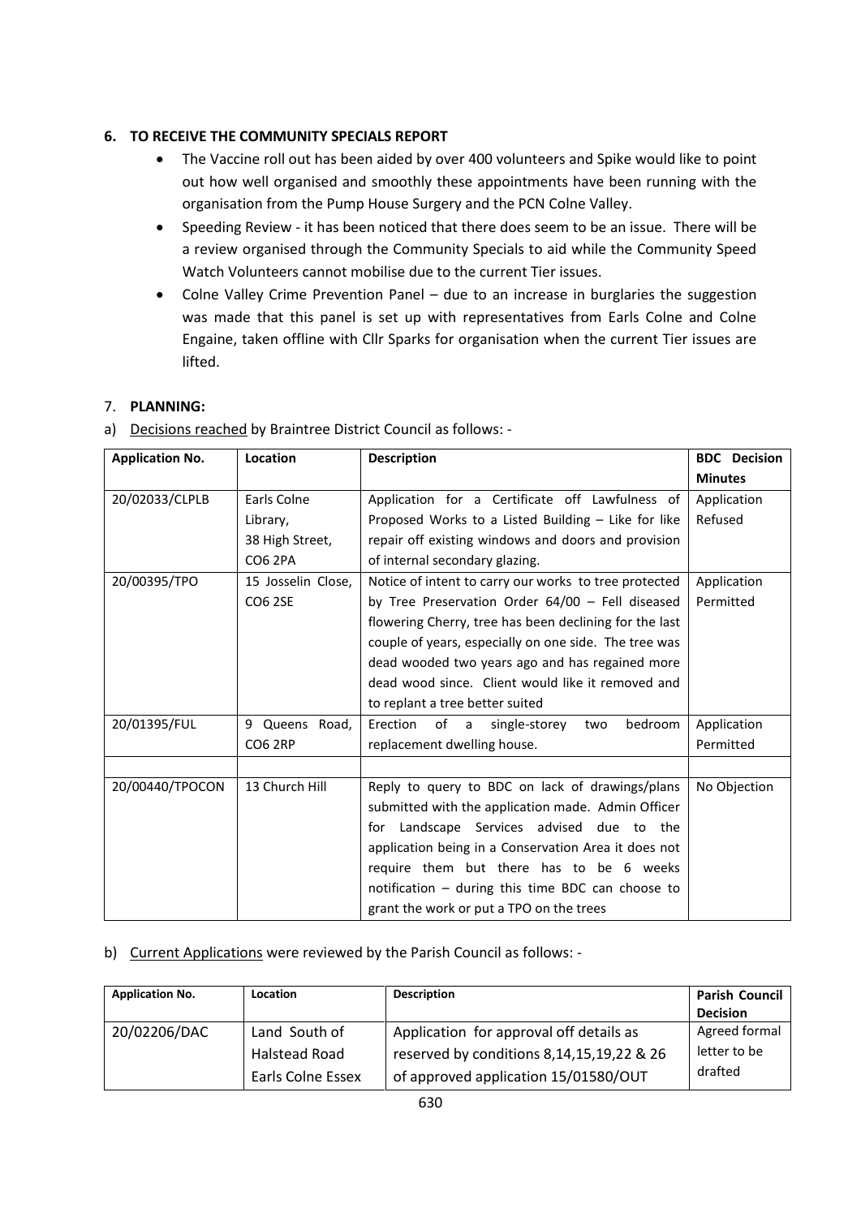**6. TO RECEIVE THE COMMUNITY SPECIALS REPORT**

- The Vaccine roll out has been aided by over 400 volunteers and Spike would like to point out how well organised and smoothly these appointments have been running with the organisation from the Pump House Surgery and the PCN Colne Valley.
- Speeding Review - it has been noticed that there does seem to be an issue. There will be a review organised through the Community Specials to aid while the Community Speed Watch Volunteers cannot mobilise due to the current Tier issues.
- Colne Valley Crime Prevention Panel – due to an increase in burglaries the suggestion was made that this panel is set up with representatives from Earls Colne and Colne Engaine, taken offline with Cllr Sparks for organisation when the current Tier issues are lifted.

7. **PLANNING:**

a) Decisions reached by Braintree District Council as follows: -

| Application No. | Location | Description | BDC Decision Minutes |
|---|---|---|---|
| 20/02033/CLPLB | Earls Colne Library, 38 High Street, CO6 2PA | Application for a Certificate off Lawfulness of Proposed Works to a Listed Building – Like for like repair off existing windows and doors and provision of internal secondary glazing. | Application Refused |
| 20/00395/TPO | 15 Josselin Close, CO6 2SE | Notice of intent to carry our works to tree protected by Tree Preservation Order 64/00 – Fell diseased flowering Cherry, tree has been declining for the last couple of years, especially on one side. The tree was dead wooded two years ago and has regained more dead wood since. Client would like it removed and to replant a tree better suited | Application Permitted |
| 20/01395/FUL | 9 Queens Road, CO6 2RP | Erection of a single-storey two bedroom replacement dwelling house. | Application Permitted |
| | | | |
| 20/00440/TPOCON | 13 Church Hill | Reply to query to BDC on lack of drawings/plans submitted with the application made. Admin Officer for Landscape Services advised due to the application being in a Conservation Area it does not require them but there has to be 6 weeks notification – during this time BDC can choose to grant the work or put a TPO on the trees | No Objection |

b) Current Applications were reviewed by the Parish Council as follows: -

| Application No. | Location | Description | Parish Council Decision |
|---|---|---|---|
| 20/02206/DAC | Land South of Halstead Road Earls Colne Essex | Application for approval off details as reserved by conditions 8,14,15,19,22 & 26 of approved application 15/01580/OUT | Agreed formal letter to be drafted |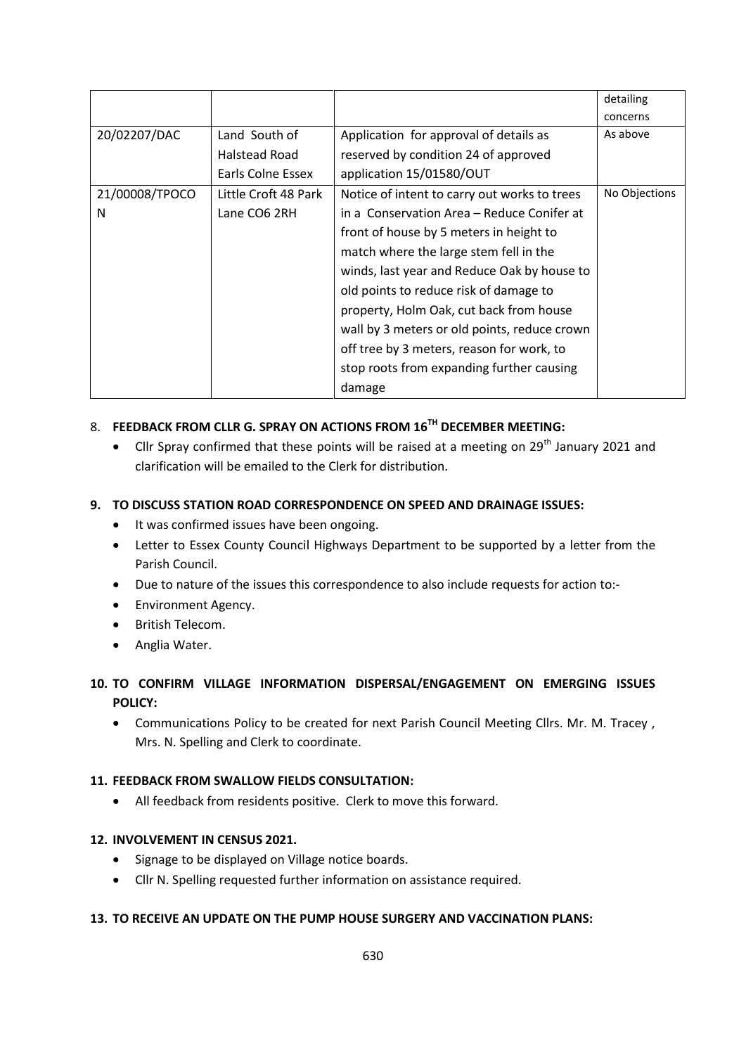| | | | detailing concerns |
|---|---|---|---|
| 20/02207/DAC | Land South of Halstead Road Earls Colne Essex | Application for approval of details as reserved by condition 24 of approved application 15/01580/OUT | As above |
| 21/00008/TPOCON | Little Croft 48 Park Lane CO6 2RH | Notice of intent to carry out works to trees in a Conservation Area – Reduce Conifer at front of house by 5 meters in height to match where the large stem fell in the winds, last year and Reduce Oak by house to old points to reduce risk of damage to property, Holm Oak, cut back from house wall by 3 meters or old points, reduce crown off tree by 3 meters, reason for work, to stop roots from expanding further causing damage | No Objections |

8. **FEEDBACK FROM CLLR G. SPRAY ON ACTIONS FROM 16TH DECEMBER MEETING:**
   - Cllr Spray confirmed that these points will be raised at a meeting on 29th January 2021 and clarification will be emailed to the Clerk for distribution.

9. **TO DISCUSS STATION ROAD CORRESPONDENCE ON SPEED AND DRAINAGE ISSUES:**
   - It was confirmed issues have been ongoing.
   - Letter to Essex County Council Highways Department to be supported by a letter from the Parish Council.
   - Due to nature of the issues this correspondence to also include requests for action to:-
   - Environment Agency.
   - British Telecom.
   - Anglia Water.

10. **TO CONFIRM VILLAGE INFORMATION DISPERSAL/ENGAGEMENT ON EMERGING ISSUES POLICY:**
    - Communications Policy to be created for next Parish Council Meeting Cllrs. Mr. M. Tracey , Mrs. N. Spelling and Clerk to coordinate.

11. **FEEDBACK FROM SWALLOW FIELDS CONSULTATION:**
    - All feedback from residents positive. Clerk to move this forward.

12. **INVOLVEMENT IN CENSUS 2021.**
    - Signage to be displayed on Village notice boards.
    - Cllr N. Spelling requested further information on assistance required.

13. **TO RECEIVE AN UPDATE ON THE PUMP HOUSE SURGERY AND VACCINATION PLANS:**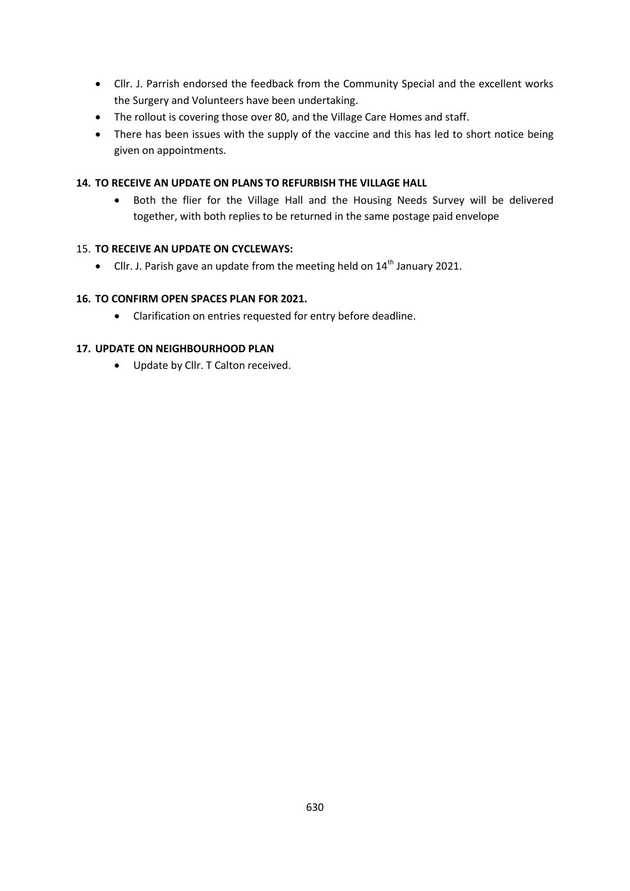- Cllr. J. Parrish endorsed the feedback from the Community Special and the excellent works the Surgery and Volunteers have been undertaking.
- The rollout is covering those over 80, and the Village Care Homes and staff.
- There has been issues with the supply of the vaccine and this has led to short notice being given on appointments.

**14. TO RECEIVE AN UPDATE ON PLANS TO REFURBISH THE VILLAGE HALL**

- Both the flier for the Village Hall and the Housing Needs Survey will be delivered together, with both replies to be returned in the same postage paid envelope

15. **TO RECEIVE AN UPDATE ON CYCLEWAYS:**

- Cllr. J. Parish gave an update from the meeting held on 14th January 2021.

**16. TO CONFIRM OPEN SPACES PLAN FOR 2021.**

- Clarification on entries requested for entry before deadline.

**17. UPDATE ON NEIGHBOURHOOD PLAN**

- Update by Cllr. T Calton received.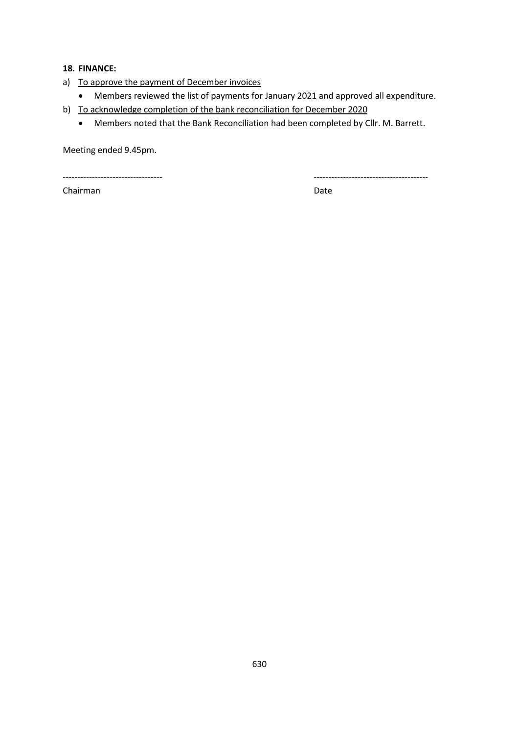**18. FINANCE:**

a) To approve the payment of December invoices

- Members reviewed the list of payments for January 2021 and approved all expenditure.

b) To acknowledge completion of the bank reconciliation for December 2020

- Members noted that the Bank Reconciliation had been completed by Cllr. M. Barrett.

Meeting ended 9.45pm.

---------------------------------- ---------------------------------------

Chairman Date